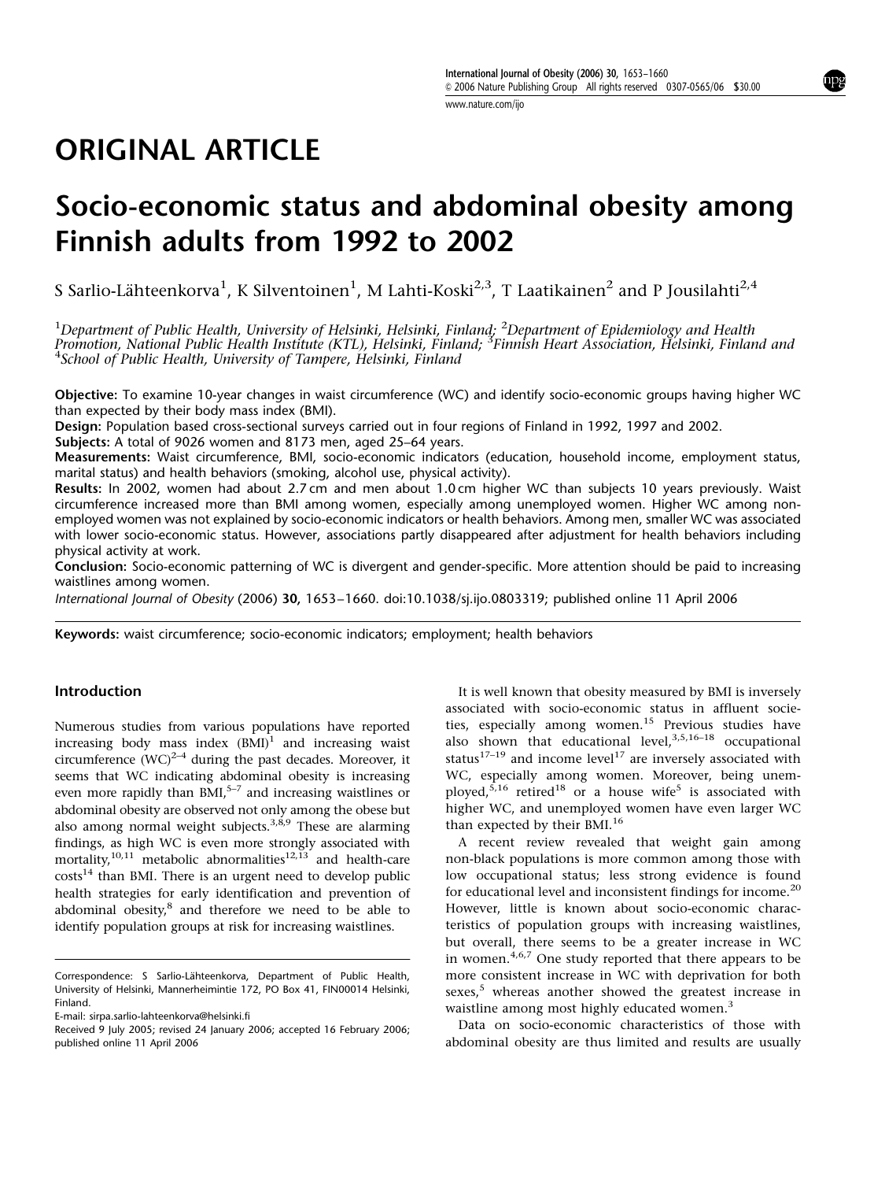# ORIGINAL ARTICLE

# Socio-economic status and abdominal obesity among Finnish adults from 1992 to 2002

S Sarlio-Lähteenkorva[1], K Silventoinen[1], M Lahti-Koski[2,3], T Laatikainen[2] and P Jousilahti[2,4]

[1]*Department of Public Health, University of Helsinki, Helsinki, Finland;* [2]*Department of Epidemiology and Health Promotion, National Public Health Institute (KTL), Helsinki, Finland;* [3]*Finnish Heart Association, Helsinki, Finland and* [4]*School of Public Health, University of Tampere, Helsinki, Finland*

**Objective:** To examine 10-year changes in waist circumference (WC) and identify socio-economic groups having higher WC than expected by their body mass index (BMI).

**Design:** Population based cross-sectional surveys carried out in four regions of Finland in 1992, 1997 and 2002.

**Subjects:** A total of 9026 women and 8173 men, aged 25–64 years.

**Measurements:** Waist circumference, BMI, socio-economic indicators (education, household income, employment status, marital status) and health behaviors (smoking, alcohol use, physical activity).

**Results:** In 2002, women had about 2.7 cm and men about 1.0 cm higher WC than subjects 10 years previously. Waist circumference increased more than BMI among women, especially among unemployed women. Higher WC among non-employed women was not explained by socio-economic indicators or health behaviors. Among men, smaller WC was associated with lower socio-economic status. However, associations partly disappeared after adjustment for health behaviors including physical activity at work.

**Conclusion:** Socio-economic patterning of WC is divergent and gender-specific. More attention should be paid to increasing waistlines among women.

*International Journal of Obesity* (2006) **30**, 1653–1660. doi:10.1038/sj.ijo.0803319; published online 11 April 2006

**Keywords:** waist circumference; socio-economic indicators; employment; health behaviors

## Introduction

Numerous studies from various populations have reported increasing body mass index (BMI)[1] and increasing waist circumference (WC)[2–4] during the past decades. Moreover, it seems that WC indicating abdominal obesity is increasing even more rapidly than BMI,[5–7] and increasing waistlines or abdominal obesity are observed not only among the obese but also among normal weight subjects.[3,8,9] These are alarming findings, as high WC is even more strongly associated with mortality,[10,11] metabolic abnormalities[12,13] and health-care costs[14] than BMI. There is an urgent need to develop public health strategies for early identification and prevention of abdominal obesity,[8] and therefore we need to be able to identify population groups at risk for increasing waistlines.

It is well known that obesity measured by BMI is inversely associated with socio-economic status in affluent societies, especially among women.[15] Previous studies have also shown that educational level,[3,5,16–18] occupational status[17–19] and income level[17] are inversely associated with WC, especially among women. Moreover, being unemployed,[5,16] retired[18] or a house wife[5] is associated with higher WC, and unemployed women have even larger WC than expected by their BMI.[16]

A recent review revealed that weight gain among non-black populations is more common among those with low occupational status; less strong evidence is found for educational level and inconsistent findings for income.[20] However, little is known about socio-economic characteristics of population groups with increasing waistlines, but overall, there seems to be a greater increase in WC in women.[4,6,7] One study reported that there appears to be more consistent increase in WC with deprivation for both sexes,[5] whereas another showed the greatest increase in waistline among most highly educated women.[3]

Data on socio-economic characteristics of those with abdominal obesity are thus limited and results are usually

Correspondence: S Sarlio-Lähteenkorva, Department of Public Health, University of Helsinki, Mannerheimintie 172, PO Box 41, FIN00014 Helsinki, Finland.
E-mail: sirpa.sarlio-lahteenkorva@helsinki.fi
Received 9 July 2005; revised 24 January 2006; accepted 16 February 2006; published online 11 April 2006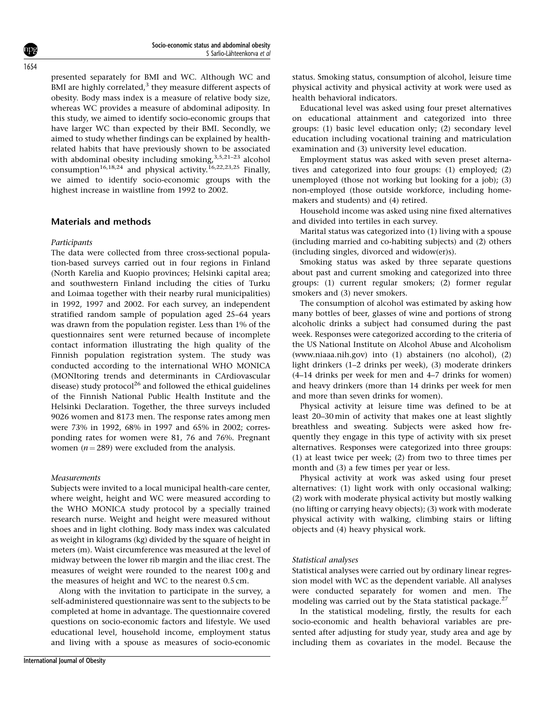presented separately for BMI and WC. Although WC and BMI are highly correlated,[3] they measure different aspects of obesity. Body mass index is a measure of relative body size, whereas WC provides a measure of abdominal adiposity. In this study, we aimed to identify socio-economic groups that have larger WC than expected by their BMI. Secondly, we aimed to study whether findings can be explained by health-related habits that have previously shown to be associated with abdominal obesity including smoking,[3,5,21–23] alcohol consumption[16,18,24] and physical activity.[16,22,23,25] Finally, we aimed to identify socio-economic groups with the highest increase in waistline from 1992 to 2002.

## Materials and methods

### *Participants*

The data were collected from three cross-sectional population-based surveys carried out in four regions in Finland (North Karelia and Kuopio provinces; Helsinki capital area; and southwestern Finland including the cities of Turku and Loimaa together with their nearby rural municipalities) in 1992, 1997 and 2002. For each survey, an independent stratified random sample of population aged 25–64 years was drawn from the population register. Less than 1% of the questionnaires sent were returned because of incomplete contact information illustrating the high quality of the Finnish population registration system. The study was conducted according to the international WHO MONICA (MONItoring trends and determinants in CArdiovascular disease) study protocol[26] and followed the ethical guidelines of the Finnish National Public Health Institute and the Helsinki Declaration. Together, the three surveys included 9026 women and 8173 men. The response rates among men were 73% in 1992, 68% in 1997 and 65% in 2002; corresponding rates for women were 81, 76 and 76%. Pregnant women ($n = 289$) were excluded from the analysis.

### *Measurements*

Subjects were invited to a local municipal health-care center, where weight, height and WC were measured according to the WHO MONICA study protocol by a specially trained research nurse. Weight and height were measured without shoes and in light clothing. Body mass index was calculated as weight in kilograms (kg) divided by the square of height in meters (m). Waist circumference was measured at the level of midway between the lower rib margin and the iliac crest. The measures of weight were rounded to the nearest 100 g and the measures of height and WC to the nearest 0.5 cm.

Along with the invitation to participate in the survey, a self-administered questionnaire was sent to the subjects to be completed at home in advantage. The questionnaire covered questions on socio-economic factors and lifestyle. We used educational level, household income, employment status and living with a spouse as measures of socio-economic status. Smoking status, consumption of alcohol, leisure time physical activity and physical activity at work were used as health behavioral indicators.

Educational level was asked using four preset alternatives on educational attainment and categorized into three groups: (1) basic level education only; (2) secondary level education including vocational training and matriculation examination and (3) university level education.

Employment status was asked with seven preset alternatives and categorized into four groups: (1) employed; (2) unemployed (those not working but looking for a job); (3) non-employed (those outside workforce, including homemakers and students) and (4) retired.

Household income was asked using nine fixed alternatives and divided into tertiles in each survey.

Marital status was categorized into (1) living with a spouse (including married and co-habiting subjects) and (2) others (including singles, divorced and widow(er)s).

Smoking status was asked by three separate questions about past and current smoking and categorized into three groups: (1) current regular smokers; (2) former regular smokers and (3) never smokers.

The consumption of alcohol was estimated by asking how many bottles of beer, glasses of wine and portions of strong alcoholic drinks a subject had consumed during the past week. Responses were categorized according to the criteria of the US National Institute on Alcohol Abuse and Alcoholism (www.niaaa.nih.gov) into (1) abstainers (no alcohol), (2) light drinkers (1–2 drinks per week), (3) moderate drinkers (4–14 drinks per week for men and 4–7 drinks for women) and heavy drinkers (more than 14 drinks per week for men and more than seven drinks for women).

Physical activity at leisure time was defined to be at least 20–30 min of activity that makes one at least slightly breathless and sweating. Subjects were asked how frequently they engage in this type of activity with six preset alternatives. Responses were categorized into three groups: (1) at least twice per week; (2) from two to three times per month and (3) a few times per year or less.

Physical activity at work was asked using four preset alternatives: (1) light work with only occasional walking; (2) work with moderate physical activity but mostly walking (no lifting or carrying heavy objects); (3) work with moderate physical activity with walking, climbing stairs or lifting objects and (4) heavy physical work.

### *Statistical analyses*

Statistical analyses were carried out by ordinary linear regression model with WC as the dependent variable. All analyses were conducted separately for women and men. The modeling was carried out by the Stata statistical package.[27]

In the statistical modeling, firstly, the results for each socio-economic and health behavioral variables are presented after adjusting for study year, study area and age by including them as covariates in the model. Because the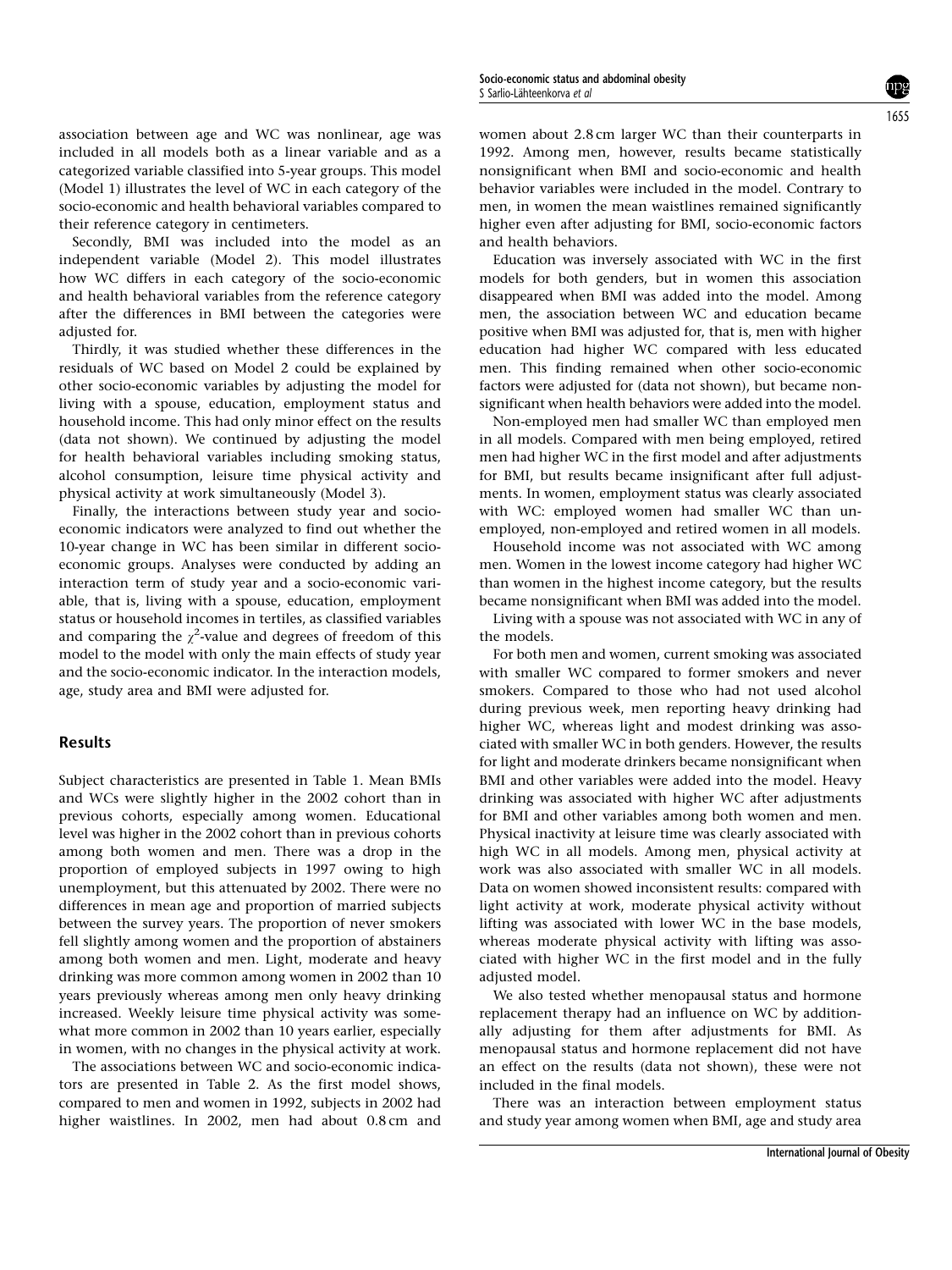association between age and WC was nonlinear, age was included in all models both as a linear variable and as a categorized variable classified into 5-year groups. This model (Model 1) illustrates the level of WC in each category of the socio-economic and health behavioral variables compared to their reference category in centimeters.

Secondly, BMI was included into the model as an independent variable (Model 2). This model illustrates how WC differs in each category of the socio-economic and health behavioral variables from the reference category after the differences in BMI between the categories were adjusted for.

Thirdly, it was studied whether these differences in the residuals of WC based on Model 2 could be explained by other socio-economic variables by adjusting the model for living with a spouse, education, employment status and household income. This had only minor effect on the results (data not shown). We continued by adjusting the model for health behavioral variables including smoking status, alcohol consumption, leisure time physical activity and physical activity at work simultaneously (Model 3).

Finally, the interactions between study year and socio-economic indicators were analyzed to find out whether the 10-year change in WC has been similar in different socio-economic groups. Analyses were conducted by adding an interaction term of study year and a socio-economic variable, that is, living with a spouse, education, employment status or household incomes in tertiles, as classified variables and comparing the $\chi^2$-value and degrees of freedom of this model to the model with only the main effects of study year and the socio-economic indicator. In the interaction models, age, study area and BMI were adjusted for.

## Results

Subject characteristics are presented in Table 1. Mean BMIs and WCs were slightly higher in the 2002 cohort than in previous cohorts, especially among women. Educational level was higher in the 2002 cohort than in previous cohorts among both women and men. There was a drop in the proportion of employed subjects in 1997 owing to high unemployment, but this attenuated by 2002. There were no differences in mean age and proportion of married subjects between the survey years. The proportion of never smokers fell slightly among women and the proportion of abstainers among both women and men. Light, moderate and heavy drinking was more common among women in 2002 than 10 years previously whereas among men only heavy drinking increased. Weekly leisure time physical activity was somewhat more common in 2002 than 10 years earlier, especially in women, with no changes in the physical activity at work.

The associations between WC and socio-economic indicators are presented in Table 2. As the first model shows, compared to men and women in 1992, subjects in 2002 had higher waistlines. In 2002, men had about 0.8 cm and women about 2.8 cm larger WC than their counterparts in 1992. Among men, however, results became statistically nonsignificant when BMI and socio-economic and health behavior variables were included in the model. Contrary to men, in women the mean waistlines remained significantly higher even after adjusting for BMI, socio-economic factors and health behaviors.

Education was inversely associated with WC in the first models for both genders, but in women this association disappeared when BMI was added into the model. Among men, the association between WC and education became positive when BMI was adjusted for, that is, men with higher education had higher WC compared with less educated men. This finding remained when other socio-economic factors were adjusted for (data not shown), but became non-significant when health behaviors were added into the model.

Non-employed men had smaller WC than employed men in all models. Compared with men being employed, retired men had higher WC in the first model and after adjustments for BMI, but results became insignificant after full adjustments. In women, employment status was clearly associated with WC: employed women had smaller WC than unemployed, non-employed and retired women in all models.

Household income was not associated with WC among men. Women in the lowest income category had higher WC than women in the highest income category, but the results became nonsignificant when BMI was added into the model.

Living with a spouse was not associated with WC in any of the models.

For both men and women, current smoking was associated with smaller WC compared to former smokers and never smokers. Compared to those who had not used alcohol during previous week, men reporting heavy drinking had higher WC, whereas light and modest drinking was associated with smaller WC in both genders. However, the results for light and moderate drinkers became nonsignificant when BMI and other variables were added into the model. Heavy drinking was associated with higher WC after adjustments for BMI and other variables among both women and men. Physical inactivity at leisure time was clearly associated with high WC in all models. Among men, physical activity at work was also associated with smaller WC in all models. Data on women showed inconsistent results: compared with light activity at work, moderate physical activity without lifting was associated with lower WC in the base models, whereas moderate physical activity with lifting was associated with higher WC in the first model and in the fully adjusted model.

We also tested whether menopausal status and hormone replacement therapy had an influence on WC by additionally adjusting for them after adjustments for BMI. As menopausal status and hormone replacement did not have an effect on the results (data not shown), these were not included in the final models.

There was an interaction between employment status and study year among women when BMI, age and study area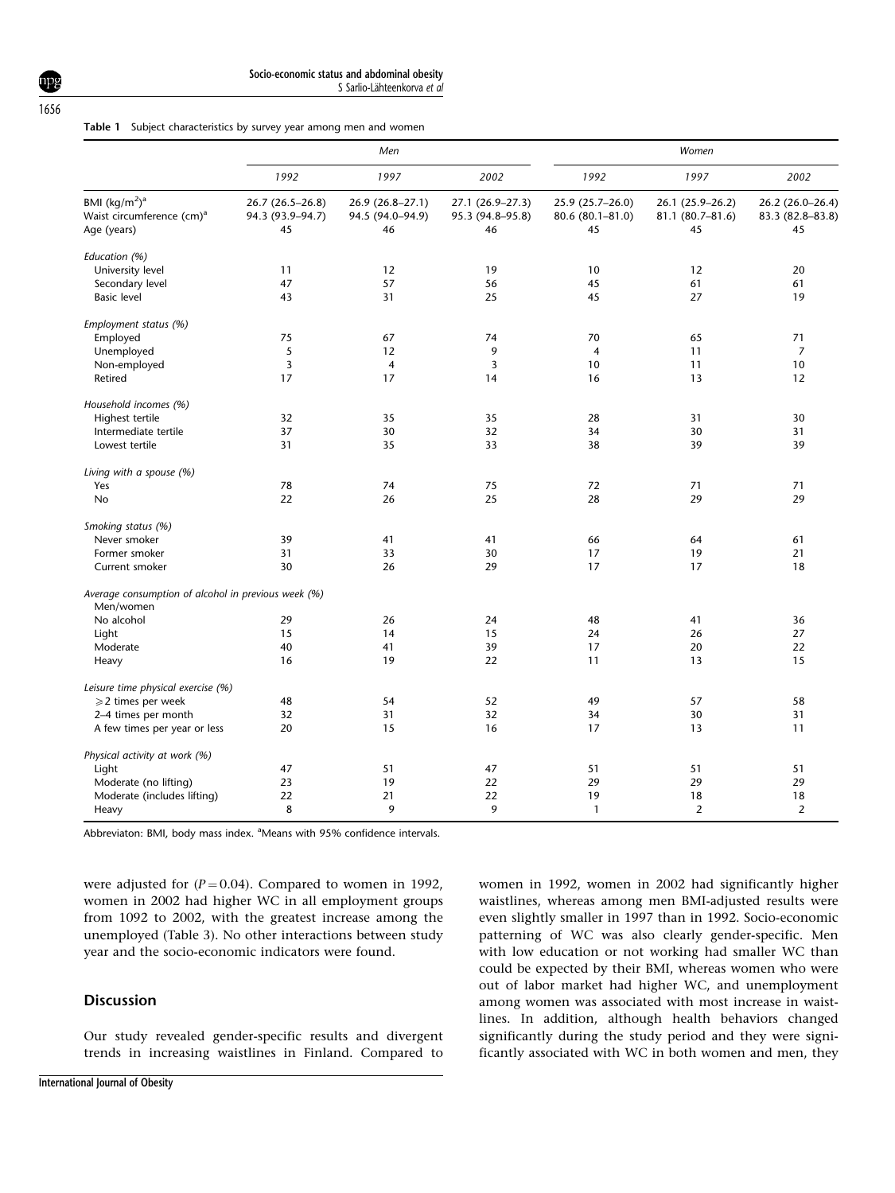**Table 1** Subject characteristics by survey year among men and women

| | Men | | | Women | | |
|---|---|---|---|---|---|---|
| | 1992 | 1997 | 2002 | 1992 | 1997 | 2002 |
| BMI (kg/m$^2$)[a] | 26.7 (26.5–26.8) | 26.9 (26.8–27.1) | 27.1 (26.9–27.3) | 25.9 (25.7–26.0) | 26.1 (25.9–26.2) | 26.2 (26.0–26.4) |
| Waist circumference (cm)[a] | 94.3 (93.9–94.7) | 94.5 (94.0–94.9) | 95.3 (94.8–95.8) | 80.6 (80.1–81.0) | 81.1 (80.7–81.6) | 83.3 (82.8–83.8) |
| Age (years) | 45 | 46 | 46 | 45 | 45 | 45 |
| *Education (%)* | | | | | | |
| University level | 11 | 12 | 19 | 10 | 12 | 20 |
| Secondary level | 47 | 57 | 56 | 45 | 61 | 61 |
| Basic level | 43 | 31 | 25 | 45 | 27 | 19 |
| *Employment status (%)* | | | | | | |
| Employed | 75 | 67 | 74 | 70 | 65 | 71 |
| Unemployed | 5 | 12 | 9 | 4 | 11 | 7 |
| Non-employed | 3 | 4 | 3 | 10 | 11 | 10 |
| Retired | 17 | 17 | 14 | 16 | 13 | 12 |
| *Household incomes (%)* | | | | | | |
| Highest tertile | 32 | 35 | 35 | 28 | 31 | 30 |
| Intermediate tertile | 37 | 30 | 32 | 34 | 30 | 31 |
| Lowest tertile | 31 | 35 | 33 | 38 | 39 | 39 |
| *Living with a spouse (%)* | | | | | | |
| Yes | 78 | 74 | 75 | 72 | 71 | 71 |
| No | 22 | 26 | 25 | 28 | 29 | 29 |
| *Smoking status (%)* | | | | | | |
| Never smoker | 39 | 41 | 41 | 66 | 64 | 61 |
| Former smoker | 31 | 33 | 30 | 17 | 19 | 21 |
| Current smoker | 30 | 26 | 29 | 17 | 17 | 18 |
| *Average consumption of alcohol in previous week (%) Men/women* | | | | | | |
| No alcohol | 29 | 26 | 24 | 48 | 41 | 36 |
| Light | 15 | 14 | 15 | 24 | 26 | 27 |
| Moderate | 40 | 41 | 39 | 17 | 20 | 22 |
| Heavy | 16 | 19 | 22 | 11 | 13 | 15 |
| *Leisure time physical exercise (%)* | | | | | | |
| ⩾2 times per week | 48 | 54 | 52 | 49 | 57 | 58 |
| 2–4 times per month | 32 | 31 | 32 | 34 | 30 | 31 |
| A few times per year or less | 20 | 15 | 16 | 17 | 13 | 11 |
| *Physical activity at work (%)* | | | | | | |
| Light | 47 | 51 | 47 | 51 | 51 | 51 |
| Moderate (no lifting) | 23 | 19 | 22 | 29 | 29 | 29 |
| Moderate (includes lifting) | 22 | 21 | 22 | 19 | 18 | 18 |
| Heavy | 8 | 9 | 9 | 1 | 2 | 2 |

Abbreviaton: BMI, body mass index. [a]Means with 95% confidence intervals.

were adjusted for ($P = 0.04$). Compared to women in 1992, women in 2002 had higher WC in all employment groups from 1092 to 2002, with the greatest increase among the unemployed (Table 3). No other interactions between study year and the socio-economic indicators were found.

## Discussion

Our study revealed gender-specific results and divergent trends in increasing waistlines in Finland. Compared to women in 1992, women in 2002 had significantly higher waistlines, whereas among men BMI-adjusted results were even slightly smaller in 1997 than in 1992. Socio-economic patterning of WC was also clearly gender-specific. Men with low education or not working had smaller WC than could be expected by their BMI, whereas women who were out of labor market had higher WC, and unemployment among women was associated with most increase in waistlines. In addition, although health behaviors changed significantly during the study period and they were significantly associated with WC in both women and men, they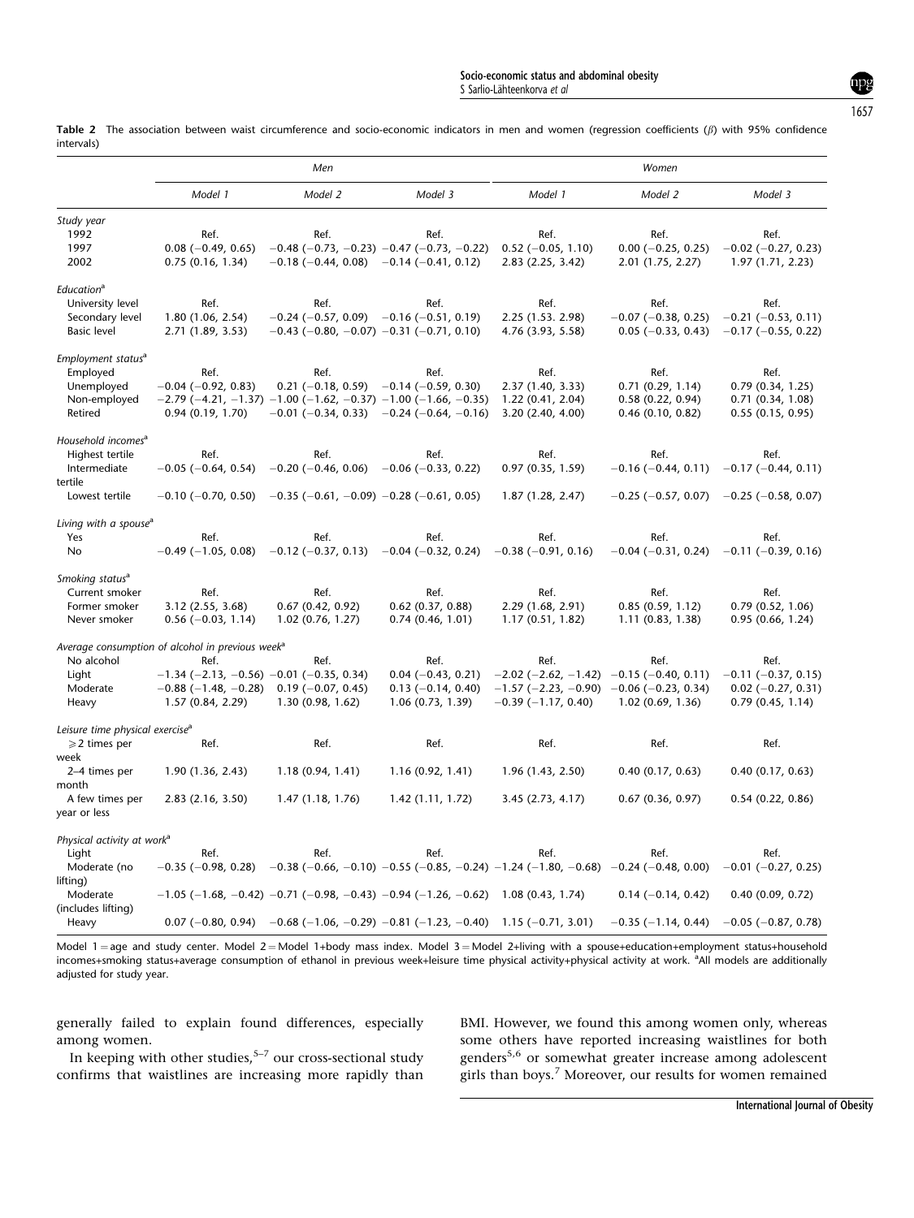**Table 2** The association between waist circumference and socio-economic indicators in men and women (regression coefficients (β) with 95% confidence intervals)

| | Men | | | Women | | |
|---|---|---|---|---|---|---|
| | Model 1 | Model 2 | Model 3 | Model 1 | Model 2 | Model 3 |
| *Study year* | | | | | | |
| 1992 | Ref. | Ref. | Ref. | Ref. | Ref. | Ref. |
| 1997 | 0.08 (−0.49, 0.65) | −0.48 (−0.73, −0.23) | −0.47 (−0.73, −0.22) | 0.52 (−0.05, 1.10) | 0.00 (−0.25, 0.25) | −0.02 (−0.27, 0.23) |
| 2002 | 0.75 (0.16, 1.34) | −0.18 (−0.44, 0.08) | −0.14 (−0.41, 0.12) | 2.83 (2.25, 3.42) | 2.01 (1.75, 2.27) | 1.97 (1.71, 2.23) |
| *Education*[a] | | | | | | |
| University level | Ref. | Ref. | Ref. | Ref. | Ref. | Ref. |
| Secondary level | 1.80 (1.06, 2.54) | −0.24 (−0.57, 0.09) | −0.16 (−0.51, 0.19) | 2.25 (1.53. 2.98) | −0.07 (−0.38, 0.25) | −0.21 (−0.53, 0.11) |
| Basic level | 2.71 (1.89, 3.53) | −0.43 (−0.80, −0.07) | −0.31 (−0.71, 0.10) | 4.76 (3.93, 5.58) | 0.05 (−0.33, 0.43) | −0.17 (−0.55, 0.22) |
| *Employment status*[a] | | | | | | |
| Employed | Ref. | Ref. | Ref. | Ref. | Ref. | Ref. |
| Unemployed | −0.04 (−0.92, 0.83) | 0.21 (−0.18, 0.59) | −0.14 (−0.59, 0.30) | 2.37 (1.40, 3.33) | 0.71 (0.29, 1.14) | 0.79 (0.34, 1.25) |
| Non-employed | −2.79 (−4.21, −1.37) | −1.00 (−1.62, −0.37) | −1.00 (−1.66, −0.35) | 1.22 (0.41, 2.04) | 0.58 (0.22, 0.94) | 0.71 (0.34, 1.08) |
| Retired | 0.94 (0.19, 1.70) | −0.01 (−0.34, 0.33) | −0.24 (−0.64, −0.16) | 3.20 (2.40, 4.00) | 0.46 (0.10, 0.82) | 0.55 (0.15, 0.95) |
| *Household incomes*[a] | | | | | | |
| Highest tertile | Ref. | Ref. | Ref. | Ref. | Ref. | Ref. |
| Intermediate tertile | −0.05 (−0.64, 0.54) | −0.20 (−0.46, 0.06) | −0.06 (−0.33, 0.22) | 0.97 (0.35, 1.59) | −0.16 (−0.44, 0.11) | −0.17 (−0.44, 0.11) |
| Lowest tertile | −0.10 (−0.70, 0.50) | −0.35 (−0.61, −0.09) | −0.28 (−0.61, 0.05) | 1.87 (1.28, 2.47) | −0.25 (−0.57, 0.07) | −0.25 (−0.58, 0.07) |
| *Living with a spouse*[a] | | | | | | |
| Yes | Ref. | Ref. | Ref. | Ref. | Ref. | Ref. |
| No | −0.49 (−1.05, 0.08) | −0.12 (−0.37, 0.13) | −0.04 (−0.32, 0.24) | −0.38 (−0.91, 0.16) | −0.04 (−0.31, 0.24) | −0.11 (−0.39, 0.16) |
| *Smoking status*[a] | | | | | | |
| Current smoker | Ref. | Ref. | Ref. | Ref. | Ref. | Ref. |
| Former smoker | 3.12 (2.55, 3.68) | 0.67 (0.42, 0.92) | 0.62 (0.37, 0.88) | 2.29 (1.68, 2.91) | 0.85 (0.59, 1.12) | 0.79 (0.52, 1.06) |
| Never smoker | 0.56 (−0.03, 1.14) | 1.02 (0.76, 1.27) | 0.74 (0.46, 1.01) | 1.17 (0.51, 1.82) | 1.11 (0.83, 1.38) | 0.95 (0.66, 1.24) |
| *Average consumption of alcohol in previous week*[a] | | | | | | |
| No alcohol | Ref. | Ref. | Ref. | Ref. | Ref. | Ref. |
| Light | −1.34 (−2.13, −0.56) | −0.01 (−0.35, 0.34) | 0.04 (−0.43, 0.21) | −2.02 (−2.62, −1.42) | −0.15 (−0.40, 0.11) | −0.11 (−0.37, 0.15) |
| Moderate | −0.88 (−1.48, −0.28) | 0.19 (−0.07, 0.45) | 0.13 (−0.14, 0.40) | −1.57 (−2.23, −0.90) | −0.06 (−0.23, 0.34) | 0.02 (−0.27, 0.31) |
| Heavy | 1.57 (0.84, 2.29) | 1.30 (0.98, 1.62) | 1.06 (0.73, 1.39) | −0.39 (−1.17, 0.40) | 1.02 (0.69, 1.36) | 0.79 (0.45, 1.14) |
| *Leisure time physical exercise*[a] | | | | | | |
| ⩾2 times per week | Ref. | Ref. | Ref. | Ref. | Ref. | Ref. |
| 2–4 times per month | 1.90 (1.36, 2.43) | 1.18 (0.94, 1.41) | 1.16 (0.92, 1.41) | 1.96 (1.43, 2.50) | 0.40 (0.17, 0.63) | 0.40 (0.17, 0.63) |
| A few times per year or less | 2.83 (2.16, 3.50) | 1.47 (1.18, 1.76) | 1.42 (1.11, 1.72) | 3.45 (2.73, 4.17) | 0.67 (0.36, 0.97) | 0.54 (0.22, 0.86) |
| *Physical activity at work*[a] | | | | | | |
| Light | Ref. | Ref. | Ref. | Ref. | Ref. | Ref. |
| Moderate (no lifting) | −0.35 (−0.98, 0.28) | −0.38 (−0.66, −0.10) | −0.55 (−0.85, −0.24) | −1.24 (−1.80, −0.68) | −0.24 (−0.48, 0.00) | −0.01 (−0.27, 0.25) |
| Moderate (includes lifting) | −1.05 (−1.68, −0.42) | −0.71 (−0.98, −0.43) | −0.94 (−1.26, −0.62) | 1.08 (0.43, 1.74) | 0.14 (−0.14, 0.42) | 0.40 (0.09, 0.72) |
| Heavy | 0.07 (−0.80, 0.94) | −0.68 (−1.06, −0.29) | −0.81 (−1.23, −0.40) | 1.15 (−0.71, 3.01) | −0.35 (−1.14, 0.44) | −0.05 (−0.87, 0.78) |

Model 1 = age and study center. Model 2 = Model 1+body mass index. Model 3 = Model 2+living with a spouse+education+employment status+household incomes+smoking status+average consumption of ethanol in previous week+leisure time physical activity+physical activity at work. [a]All models are additionally adjusted for study year.

generally failed to explain found differences, especially among women.

In keeping with other studies,[5–7] our cross-sectional study confirms that waistlines are increasing more rapidly than BMI. However, we found this among women only, whereas some others have reported increasing waistlines for both genders[5,6] or somewhat greater increase among adolescent girls than boys.[7] Moreover, our results for women remained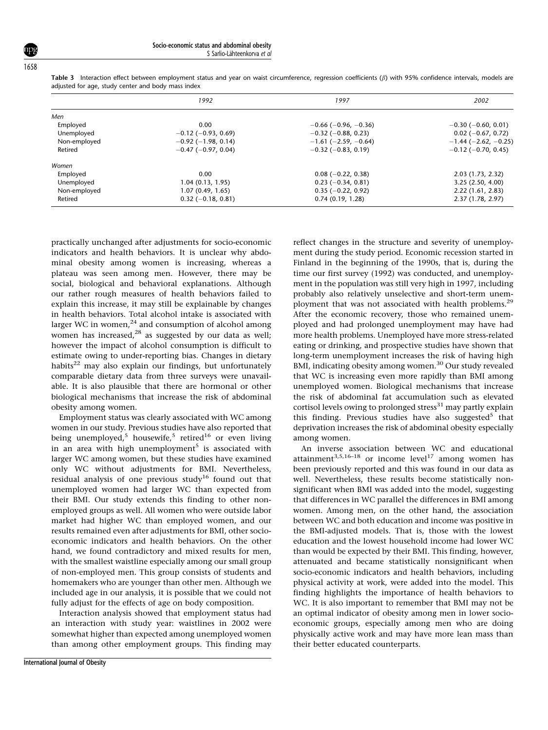**Table 3** Interaction effect between employment status and year on waist circumference, regression coefficients (β) with 95% confidence intervals, models are adjusted for age, study center and body mass index

| | *1992* | *1997* | *2002* |
|---|---|---|---|
| *Men* | | | |
| Employed | 0.00 | −0.66 (−0.96, −0.36) | −0.30 (−0.60, 0.01) |
| Unemployed | −0.12 (−0.93, 0.69) | −0.32 (−0.88, 0.23) | 0.02 (−0.67, 0.72) |
| Non-employed | −0.92 (−1.98, 0.14) | −1.61 (−2.59, −0.64) | −1.44 (−2.62, −0.25) |
| Retired | −0.47 (−0.97, 0.04) | −0.32 (−0.83, 0.19) | −0.12 (−0.70, 0.45) |
| *Women* | | | |
| Employed | 0.00 | 0.08 (−0.22, 0.38) | 2.03 (1.73, 2.32) |
| Unemployed | 1.04 (0.13, 1.95) | 0.23 (−0.34, 0.81) | 3.25 (2.50, 4.00) |
| Non-employed | 1.07 (0.49, 1.65) | 0.35 (−0.22, 0.92) | 2.22 (1.61, 2.83) |
| Retired | 0.32 (−0.18, 0.81) | 0.74 (0.19, 1.28) | 2.37 (1.78, 2.97) |

practically unchanged after adjustments for socio-economic indicators and health behaviors. It is unclear why abdominal obesity among women is increasing, whereas a plateau was seen among men. However, there may be social, biological and behavioral explanations. Although our rather rough measures of health behaviors failed to explain this increase, it may still be explainable by changes in health behaviors. Total alcohol intake is associated with larger WC in women,[24] and consumption of alcohol among women has increased,[28] as suggested by our data as well; however the impact of alcohol consumption is difficult to estimate owing to under-reporting bias. Changes in dietary habits[22] may also explain our findings, but unfortunately comparable dietary data from three surveys were unavailable. It is also plausible that there are hormonal or other biological mechanisms that increase the risk of abdominal obesity among women.

Employment status was clearly associated with WC among women in our study. Previous studies have also reported that being unemployed,[5] housewife,[5] retired[16] or even living in an area with high unemployment[5] is associated with larger WC among women, but these studies have examined only WC without adjustments for BMI. Nevertheless, residual analysis of one previous study[16] found out that unemployed women had larger WC than expected from their BMI. Our study extends this finding to other non-employed groups as well. All women who were outside labor market had higher WC than employed women, and our results remained even after adjustments for BMI, other socio-economic indicators and health behaviors. On the other hand, we found contradictory and mixed results for men, with the smallest waistline especially among our small group of non-employed men. This group consists of students and homemakers who are younger than other men. Although we included age in our analysis, it is possible that we could not fully adjust for the effects of age on body composition.

Interaction analysis showed that employment status had an interaction with study year: waistlines in 2002 were somewhat higher than expected among unemployed women than among other employment groups. This finding may reflect changes in the structure and severity of unemployment during the study period. Economic recession started in Finland in the beginning of the 1990s, that is, during the time our first survey (1992) was conducted, and unemployment in the population was still very high in 1997, including probably also relatively unselective and short-term unemployment that was not associated with health problems.[29] After the economic recovery, those who remained unemployed and had prolonged unemployment may have had more health problems. Unemployed have more stress-related eating or drinking, and prospective studies have shown that long-term unemployment increases the risk of having high BMI, indicating obesity among women.[30] Our study revealed that WC is increasing even more rapidly than BMI among unemployed women. Biological mechanisms that increase the risk of abdominal fat accumulation such as elevated cortisol levels owing to prolonged stress[31] may partly explain this finding. Previous studies have also suggested[5] that deprivation increases the risk of abdominal obesity especially among women.

An inverse association between WC and educational attainment[3,5,16–18] or income level[17] among women has been previously reported and this was found in our data as well. Nevertheless, these results become statistically nonsignificant when BMI was added into the model, suggesting that differences in WC parallel the differences in BMI among women. Among men, on the other hand, the association between WC and both education and income was positive in the BMI-adjusted models. That is, those with the lowest education and the lowest household income had lower WC than would be expected by their BMI. This finding, however, attenuated and became statistically nonsignificant when socio-economic indicators and health behaviors, including physical activity at work, were added into the model. This finding highlights the importance of health behaviors to WC. It is also important to remember that BMI may not be an optimal indicator of obesity among men in lower socio-economic groups, especially among men who are doing physically active work and may have more lean mass than their better educated counterparts.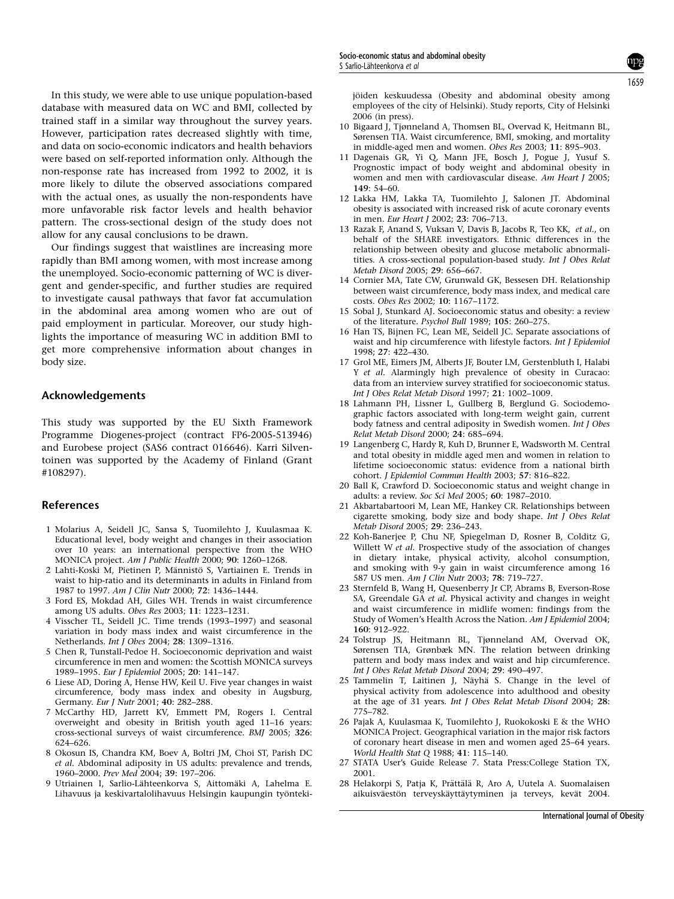In this study, we were able to use unique population-based database with measured data on WC and BMI, collected by trained staff in a similar way throughout the survey years. However, participation rates decreased slightly with time, and data on socio-economic indicators and health behaviors were based on self-reported information only. Although the non-response rate has increased from 1992 to 2002, it is more likely to dilute the observed associations compared with the actual ones, as usually the non-respondents have more unfavorable risk factor levels and health behavior pattern. The cross-sectional design of the study does not allow for any causal conclusions to be drawn.

Our findings suggest that waistlines are increasing more rapidly than BMI among women, with most increase among the unemployed. Socio-economic patterning of WC is divergent and gender-specific, and further studies are required to investigate causal pathways that favor fat accumulation in the abdominal area among women who are out of paid employment in particular. Moreover, our study highlights the importance of measuring WC in addition BMI to get more comprehensive information about changes in body size.

## Acknowledgements

This study was supported by the EU Sixth Framework Programme Diogenes-project (contract FP6-2005-513946) and Eurobese project (SAS6 contract 016646). Karri Silventoinen was supported by the Academy of Finland (Grant #108297).

## References

1 Molarius A, Seidell JC, Sansa S, Tuomilehto J, Kuulasmaa K. Educational level, body weight and changes in their association over 10 years: an international perspective from the WHO MONICA project. *Am J Public Health* 2000; **90**: 1260–1268.

2 Lahti-Koski M, Pietinen P, Männistö S, Vartiainen E. Trends in waist to hip-ratio and its determinants in adults in Finland from 1987 to 1997. *Am J Clin Nutr* 2000; **72**: 1436–1444.

3 Ford ES, Mokdad AH, Giles WH. Trends in waist circumference among US adults. *Obes Res* 2003; **11**: 1223–1231.

4 Visscher TL, Seidell JC. Time trends (1993–1997) and seasonal variation in body mass index and waist circumference in the Netherlands. *Int J Obes* 2004; **28**: 1309–1316.

5 Chen R, Tunstall-Pedoe H. Socioeconomic deprivation and waist circumference in men and women: the Scottish MONICA surveys 1989–1995. *Eur J Epidemiol* 2005; **20**: 141–147.

6 Liese AD, Doring A, Hense HW, Keil U. Five year changes in waist circumference, body mass index and obesity in Augsburg, Germany. *Eur J Nutr* 2001; **40**: 282–288.

7 McCarthy HD, Jarrett KV, Emmett PM, Rogers I. Central overweight and obesity in British youth aged 11–16 years: cross-sectional surveys of waist circumference. *BMJ* 2005; **326**: 624–626.

8 Okosun IS, Chandra KM, Boev A, Boltri JM, Choi ST, Parish DC *et al*. Abdominal adiposity in US adults: prevalence and trends, 1960–2000. *Prev Med* 2004; **39**: 197–206.

9 Utriainen I, Sarlio-Lähteenkorva S, Aittomäki A, Lahelma E. Lihavuus ja keskivartalolihavuus Helsingin kaupungin työntekijöiden keskuudessa (Obesity and abdominal obesity among employees of the city of Helsinki). Study reports, City of Helsinki 2006 (in press).

10 Bigaard J, Tjønneland A, Thomsen BL, Overvad K, Heitmann BL, Sørensen TIA. Waist circumference, BMI, smoking, and mortality in middle-aged men and women. *Obes Res* 2003; **11**: 895–903.

11 Dagenais GR, Yi Q, Mann JFE, Bosch J, Pogue J, Yusuf S. Prognostic impact of body weight and abdominal obesity in women and men with cardiovascular disease. *Am Heart J* 2005; **149**: 54–60.

12 Lakka HM, Lakka TA, Tuomilehto J, Salonen JT. Abdominal obesity is associated with increased risk of acute coronary events in men. *Eur Heart J* 2002; **23**: 706–713.

13 Razak F, Anand S, Vuksan V, Davis B, Jacobs R, Teo KK, *et al*., on behalf of the SHARE investigators. Ethnic differences in the relationship between obesity and glucose metabolic abnormalitities. A cross-sectional population-based study. *Int J Obes Relat Metab Disord* 2005; **29**: 656–667.

14 Cornier MA, Tate CW, Grunwald GK, Bessesen DH. Relationship between waist circumference, body mass index, and medical care costs. *Obes Res* 2002; **10**: 1167–1172.

15 Sobal J, Stunkard AJ. Socioeconomic status and obesity: a review of the literature. *Psychol Bull* 1989; **105**: 260–275.

16 Han TS, Bijnen FC, Lean ME, Seidell JC. Separate associations of waist and hip circumference with lifestyle factors. *Int J Epidemiol* 1998; **27**: 422–430.

17 Grol ME, Eimers JM, Alberts JF, Bouter LM, Gerstenbluth I, Halabi Y *et al*. Alarmingly high prevalence of obesity in Curacao: data from an interview survey stratified for socioeconomic status. *Int J Obes Relat Metab Disord* 1997; **21**: 1002–1009.

18 Lahmann PH, Lissner L, Gullberg B, Berglund G. Sociodemographic factors associated with long-term weight gain, current body fatness and central adiposity in Swedish women. *Int J Obes Relat Metab Disord* 2000; **24**: 685–694.

19 Langenberg C, Hardy R, Kuh D, Brunner E, Wadsworth M. Central and total obesity in middle aged men and women in relation to lifetime socioeconomic status: evidence from a national birth cohort. *J Epidemiol Commun Health* 2003; **57**: 816–822.

20 Ball K, Crawford D. Socioeconomic status and weight change in adults: a review. *Soc Sci Med* 2005; **60**: 1987–2010.

21 Akbartabartoori M, Lean ME, Hankey CR. Relationships between cigarette smoking, body size and body shape. *Int J Obes Relat Metab Disord* 2005; **29**: 236–243.

22 Koh-Banerjee P, Chu NF, Spiegelman D, Rosner B, Colditz G, Willett W *et al*. Prospective study of the association of changes in dietary intake, physical activity, alcohol consumption, and smoking with 9-y gain in waist circumference among 16 587 US men. *Am J Clin Nutr* 2003; **78**: 719–727.

23 Sternfeld B, Wang H, Quesenberry Jr CP, Abrams B, Everson-Rose SA, Greendale GA *et al*. Physical activity and changes in weight and waist circumference in midlife women: findings from the Study of Women's Health Across the Nation. *Am J Epidemiol* 2004; **160**: 912–922.

24 Tolstrup JS, Heitmann BL, Tjønneland AM, Overvad OK, Sørensen TIA, Grønbæk MN. The relation between drinking pattern and body mass index and waist and hip circumference. *Int J Obes Relat Metab Disord* 2004; **29**: 490–497.

25 Tammelin T, Laitinen J, Näyhä S. Change in the level of physical activity from adolescence into adulthood and obesity at the age of 31 years. *Int J Obes Relat Metab Disord* 2004; **28**: 775–782.

26 Pajak A, Kuulasmaa K, Tuomilehto J, Ruokokoski E & the WHO MONICA Project. Geographical variation in the major risk factors of coronary heart disease in men and women aged 25–64 years. *World Health Stat Q* 1988; **41**: 115–140.

27 STATA User's Guide Release 7. Stata Press:College Station TX, 2001.

28 Helakorpi S, Patja K, Prättälä R, Aro A, Uutela A. Suomalaisen aikuisväestön terveyskäyttäytyminen ja terveys, kevät 2004.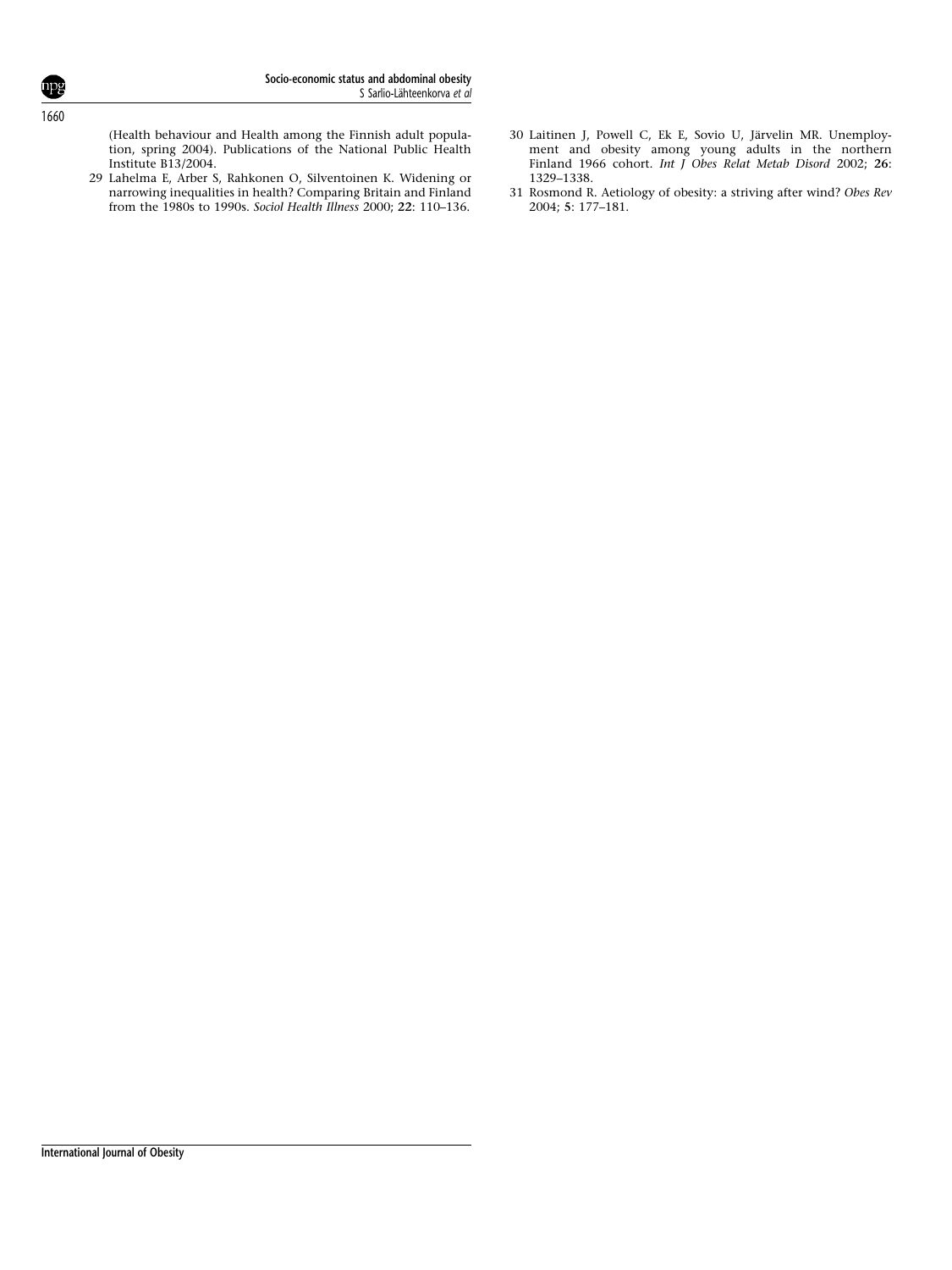(Health behaviour and Health among the Finnish adult population, spring 2004). Publications of the National Public Health Institute B13/2004.

29 Lahelma E, Arber S, Rahkonen O, Silventoinen K. Widening or narrowing inequalities in health? Comparing Britain and Finland from the 1980s to 1990s. *Sociol Health Illness* 2000; **22**: 110–136.

30 Laitinen J, Powell C, Ek E, Sovio U, Järvelin MR. Unemployment and obesity among young adults in the northern Finland 1966 cohort. *Int J Obes Relat Metab Disord* 2002; **26**: 1329–1338.

31 Rosmond R. Aetiology of obesity: a striving after wind? *Obes Rev* 2004; **5**: 177–181.